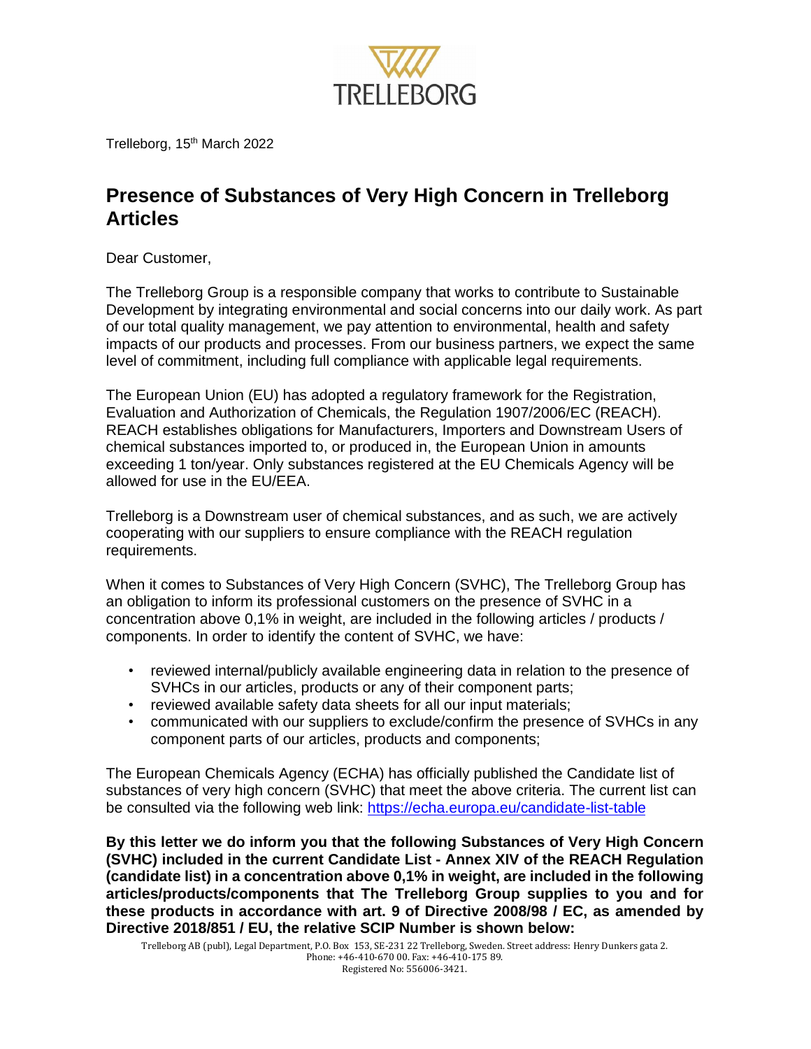Trelleborg, 15th March 2022

# Presence of Substances of Very High Concern in Trelleborg Articles

Dear Customer,

The Trelleborg Group is a responsible company that works to contribute to Sustainable Development by integrating environmental and social concerns into our daily work. As part of our total quality management, we pay attention to environmental, health and safety impacts of our products and processes. From our business partners, we expect the same level of commitment, including full compliance with applicable legal requirements.

The European Union (EU) has adopted a regulatory framework for the Registration, Evaluation and Authorization of Chemicals, the Regulation 1907/2006/EC (REACH). REACH establishes obligations for Manufacturers, Importers and Downstream Users of chemical substances imported to, or produced in, the European Union in amounts exceeding 1 ton/year. Only substances registered at the EU Chemicals Agency will be allowed for use in the EU/EEA.

Trelleborg is a Downstream user of chemical substances, and as such, we are actively cooperating with our suppliers to ensure compliance with the REACH regulation requirements.

When it comes to Substances of Very High Concern (SVHC), The Trelleborg Group has an obligation to inform its professional customers on the presence of SVHC in a concentration above 0,1% in weight, are included in the following articles / products / components. In order to identify the content of SVHC, we have:

- reviewed internal/publicly available engineering data in relation to the presence of SVHCs in our articles, products or any of their component parts;
- reviewed available safety data sheets for all our input materials;
- communicated with our suppliers to exclude/confirm the presence of SVHCs in any component parts of our articles, products and components;

The European Chemicals Agency (ECHA) has officially published the Candidate list of substances of very high concern (SVHC) that meet the above criteria. The current list can be consulted via the following web link: https://echa.europa.eu/candidate-list-table

**By this letter we do inform you that the following Substances of Very High Concern (SVHC) included in the current Candidate List - Annex XIV of the REACH Regulation (candidate list) in a concentration above 0,1% in weight, are included in the following articles/products/components that The Trelleborg Group supplies to you and for these products in accordance with art. 9 of Directive 2008/98 / EC, as amended by Directive 2018/851 / EU, the relative SCIP Number is shown below:**

Trelleborg AB (publ), Legal Department, P.O. Box 153, SE-231 22 Trelleborg, Sweden. Street address: Henry Dunkers gata 2.
Phone: +46-410-670 00. Fax: +46-410-175 89.
Registered No: 556006-3421.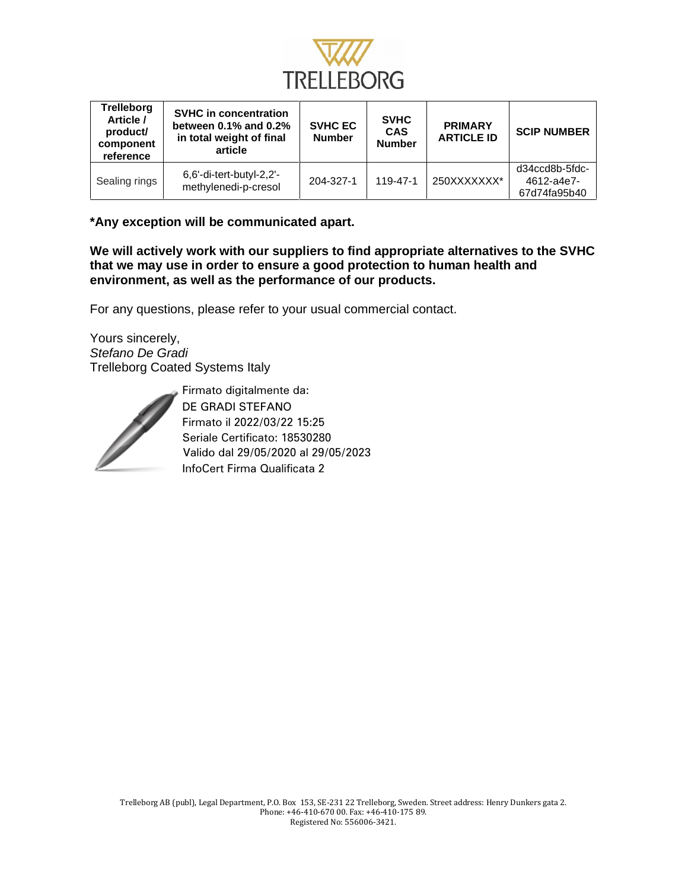TRELLEBORG

| Trelleborg Article / product/ component reference | SVHC in concentration between 0.1% and 0.2% in total weight of final article | SVHC EC Number | SVHC CAS Number | PRIMARY ARTICLE ID | SCIP NUMBER |
|---|---|---|---|---|---|
| Sealing rings | 6,6'-di-tert-butyl-2,2'-methylenedi-p-cresol | 204-327-1 | 119-47-1 | 250XXXXXXX* | d34ccd8b-5fdc-4612-a4e7-67d74fa95b40 |

**\*Any exception will be communicated apart.**

**We will actively work with our suppliers to find appropriate alternatives to the SVHC that we may use in order to ensure a good protection to human health and environment, as well as the performance of our products.**

For any questions, please refer to your usual commercial contact.

Yours sincerely,
*Stefano De Gradi*
Trelleborg Coated Systems Italy

Firmato digitalmente da:
DE GRADI STEFANO
Firmato il 2022/03/22 15:25
Seriale Certificato: 18530280
Valido dal 29/05/2020 al 29/05/2023
InfoCert Firma Qualificata 2

Trelleborg AB (publ), Legal Department, P.O. Box 153, SE-231 22 Trelleborg, Sweden. Street address: Henry Dunkers gata 2.
Phone: +46-410-670 00. Fax: +46-410-175 89.
Registered No: 556006-3421.